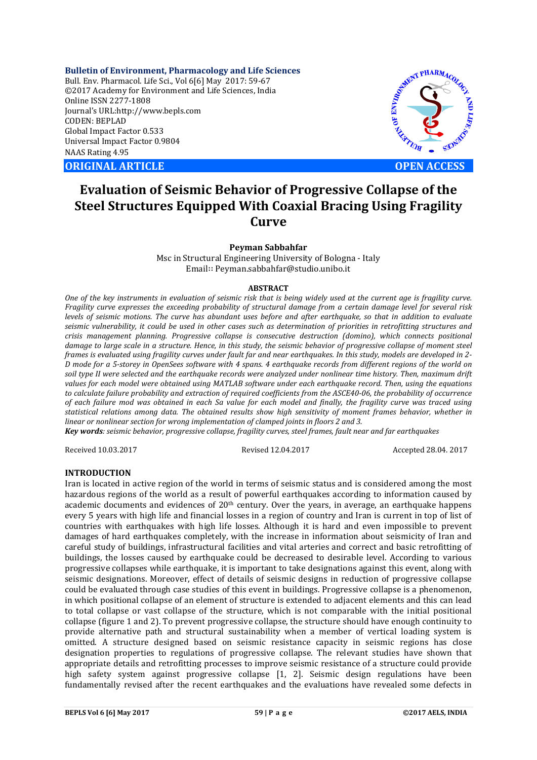**Bulletin of Environment, Pharmacology and Life Sciences**
Bull. Env. Pharmacol. Life Sci., Vol 6[6] May 2017: 59-67
©2017 Academy for Environment and Life Sciences, India
Online ISSN 2277-1808
Journal's URL:http://www.bepls.com
CODEN: BEPLAD
Global Impact Factor 0.533
Universal Impact Factor 0.9804
NAAS Rating 4.95

**ORIGINAL ARTICLE** **OPEN ACCESS**

# Evaluation of Seismic Behavior of Progressive Collapse of the Steel Structures Equipped With Coaxial Bracing Using Fragility Curve

**Peyman Sabbahfar**

Msc in Structural Engineering University of Bologna - Italy
Email:: Peyman.sabbahfar@studio.unibo.it

## ABSTRACT

*One of the key instruments in evaluation of seismic risk that is being widely used at the current age is fragility curve. Fragility curve expresses the exceeding probability of structural damage from a certain damage level for several risk levels of seismic motions. The curve has abundant uses before and after earthquake, so that in addition to evaluate seismic vulnerability, it could be used in other cases such as determination of priorities in retrofitting structures and crisis management planning. Progressive collapse is consecutive destruction (domino), which connects positional damage to large scale in a structure. Hence, in this study, the seismic behavior of progressive collapse of moment steel frames is evaluated using fragility curves under fault far and near earthquakes. In this study, models are developed in 2-D mode for a 5-storey in OpenSees software with 4 spans. 4 earthquake records from different regions of the world on soil type II were selected and the earthquake records were analyzed under nonlinear time history. Then, maximum drift values for each model were obtained using MATLAB software under each earthquake record. Then, using the equations to calculate failure probability and extraction of required coefficients from the ASCE40-06, the probability of occurrence of each failure mod was obtained in each Sa value for each model and finally, the fragility curve was traced using statistical relations among data. The obtained results show high sensitivity of moment frames behavior, whether in linear or nonlinear section for wrong implementation of clamped joints in floors 2 and 3.*

***Key words****: seismic behavior, progressive collapse, fragility curves, steel frames, fault near and far earthquakes*

Received 10.03.2017 Revised 12.04.2017 Accepted 28.04. 2017

## INTRODUCTION

Iran is located in active region of the world in terms of seismic status and is considered among the most hazardous regions of the world as a result of powerful earthquakes according to information caused by academic documents and evidences of 20th century. Over the years, in average, an earthquake happens every 5 years with high life and financial losses in a region of country and Iran is current in top of list of countries with earthquakes with high life losses. Although it is hard and even impossible to prevent damages of hard earthquakes completely, with the increase in information about seismicity of Iran and careful study of buildings, infrastructural facilities and vital arteries and correct and basic retrofitting of buildings, the losses caused by earthquake could be decreased to desirable level. According to various progressive collapses while earthquake, it is important to take designations against this event, along with seismic designations. Moreover, effect of details of seismic designs in reduction of progressive collapse could be evaluated through case studies of this event in buildings. Progressive collapse is a phenomenon, in which positional collapse of an element of structure is extended to adjacent elements and this can lead to total collapse or vast collapse of the structure, which is not comparable with the initial positional collapse (figure 1 and 2). To prevent progressive collapse, the structure should have enough continuity to provide alternative path and structural sustainability when a member of vertical loading system is omitted. A structure designed based on seismic resistance capacity in seismic regions has close designation properties to regulations of progressive collapse. The relevant studies have shown that appropriate details and retrofitting processes to improve seismic resistance of a structure could provide high safety system against progressive collapse [1, 2]. Seismic design regulations have been fundamentally revised after the recent earthquakes and the evaluations have revealed some defects in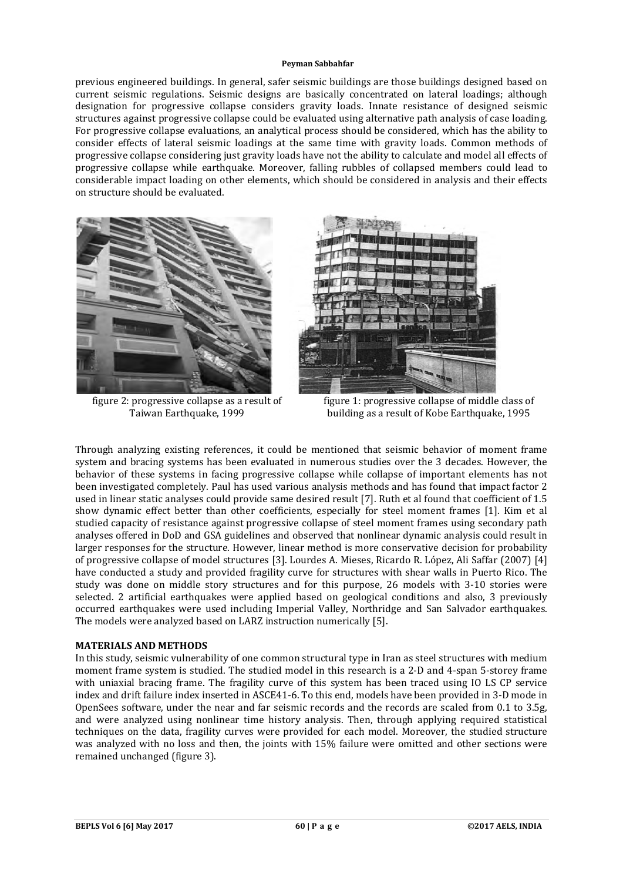previous engineered buildings. In general, safer seismic buildings are those buildings designed based on current seismic regulations. Seismic designs are basically concentrated on lateral loadings; although designation for progressive collapse considers gravity loads. Innate resistance of designed seismic structures against progressive collapse could be evaluated using alternative path analysis of case loading. For progressive collapse evaluations, an analytical process should be considered, which has the ability to consider effects of lateral seismic loadings at the same time with gravity loads. Common methods of progressive collapse considering just gravity loads have not the ability to calculate and model all effects of progressive collapse while earthquake. Moreover, falling rubbles of collapsed members could lead to considerable impact loading on other elements, which should be considered in analysis and their effects on structure should be evaluated.

figure 2: progressive collapse as a result of Taiwan Earthquake, 1999

figure 1: progressive collapse of middle class of building as a result of Kobe Earthquake, 1995

Through analyzing existing references, it could be mentioned that seismic behavior of moment frame system and bracing systems has been evaluated in numerous studies over the 3 decades. However, the behavior of these systems in facing progressive collapse while collapse of important elements has not been investigated completely. Paul has used various analysis methods and has found that impact factor 2 used in linear static analyses could provide same desired result [7]. Ruth et al found that coefficient of 1.5 show dynamic effect better than other coefficients, especially for steel moment frames [1]. Kim et al studied capacity of resistance against progressive collapse of steel moment frames using secondary path analyses offered in DoD and GSA guidelines and observed that nonlinear dynamic analysis could result in larger responses for the structure. However, linear method is more conservative decision for probability of progressive collapse of model structures [3]. Lourdes A. Mieses, Ricardo R. López, Ali Saffar (2007) [4] have conducted a study and provided fragility curve for structures with shear walls in Puerto Rico. The study was done on middle story structures and for this purpose, 26 models with 3-10 stories were selected. 2 artificial earthquakes were applied based on geological conditions and also, 3 previously occurred earthquakes were used including Imperial Valley, Northridge and San Salvador earthquakes. The models were analyzed based on LARZ instruction numerically [5].

## MATERIALS AND METHODS

In this study, seismic vulnerability of one common structural type in Iran as steel structures with medium moment frame system is studied. The studied model in this research is a 2-D and 4-span 5-storey frame with uniaxial bracing frame. The fragility curve of this system has been traced using IO LS CP service index and drift failure index inserted in ASCE41-6. To this end, models have been provided in 3-D mode in OpenSees software, under the near and far seismic records and the records are scaled from 0.1 to 3.5g, and were analyzed using nonlinear time history analysis. Then, through applying required statistical techniques on the data, fragility curves were provided for each model. Moreover, the studied structure was analyzed with no loss and then, the joints with 15% failure were omitted and other sections were remained unchanged (figure 3).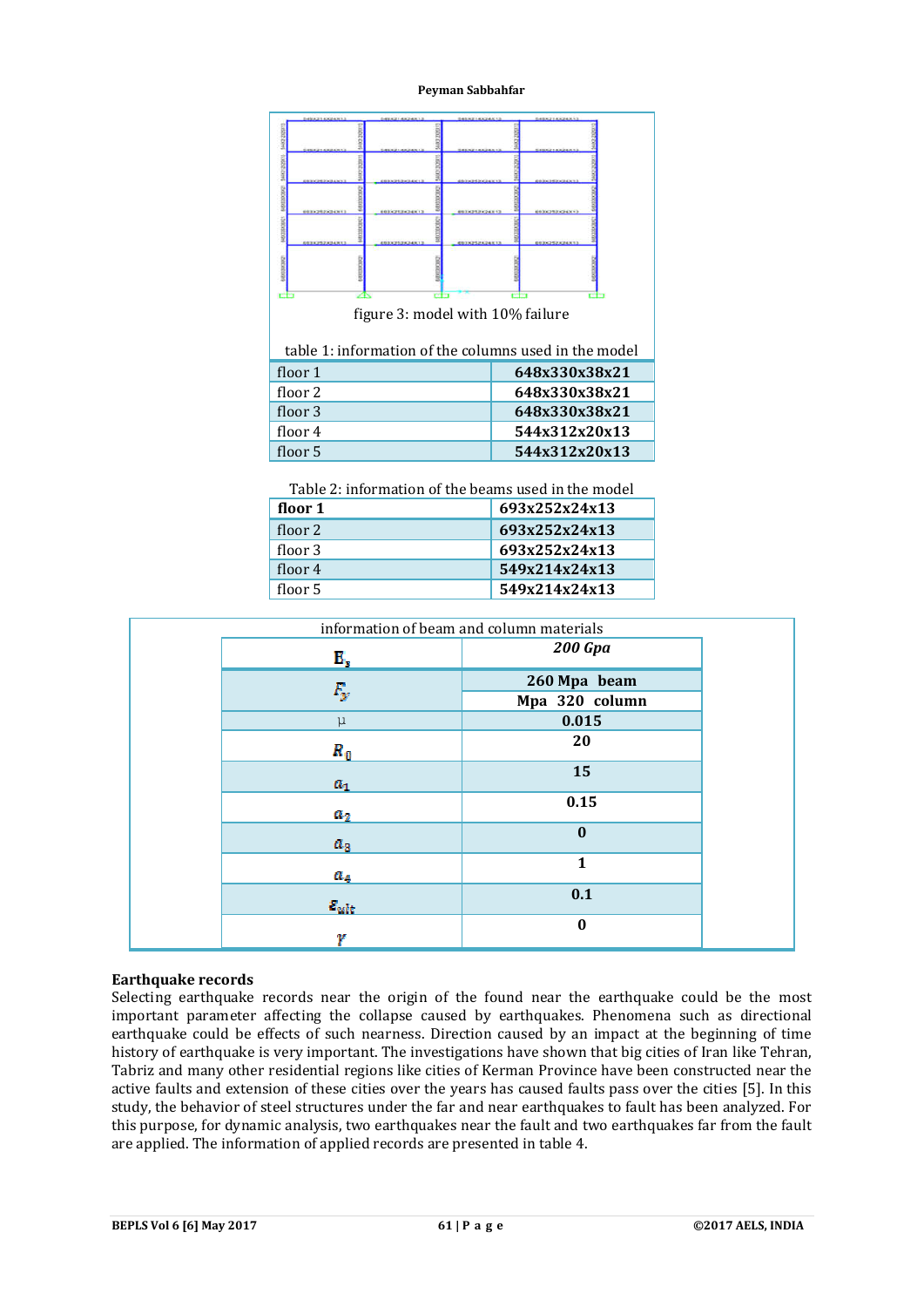figure 3: model with 10% failure

table 1: information of the columns used in the model

| | |
|---|---|
| floor 1 | **648x330x38x21** |
| floor 2 | **648x330x38x21** |
| floor 3 | **648x330x38x21** |
| floor 4 | **544x312x20x13** |
| floor 5 | **544x312x20x13** |

Table 2: information of the beams used in the model

| | |
|---|---|
| **floor 1** | **693x252x24x13** |
| floor 2 | **693x252x24x13** |
| floor 3 | **693x252x24x13** |
| floor 4 | **549x214x24x13** |
| floor 5 | **549x214x24x13** |

information of beam and column materials

| | |
|---|---|
| $E_s$ | ***200 Gpa*** |
| $F_y$ | **260 Mpa beam** |
| | **Mpa 320 column** |
| μ | **0.015** |
| $R_0$ | **20** |
| $a_1$ | **15** |
| $a_2$ | **0.15** |
| $a_3$ | **0** |
| $a_4$ | **1** |
| $\varepsilon_{ult}$ | **0.1** |
| $\gamma$ | **0** |

**Earthquake records**

Selecting earthquake records near the origin of the found near the earthquake could be the most important parameter affecting the collapse caused by earthquakes. Phenomena such as directional earthquake could be effects of such nearness. Direction caused by an impact at the beginning of time history of earthquake is very important. The investigations have shown that big cities of Iran like Tehran, Tabriz and many other residential regions like cities of Kerman Province have been constructed near the active faults and extension of these cities over the years has caused faults pass over the cities [5]. In this study, the behavior of steel structures under the far and near earthquakes to fault has been analyzed. For this purpose, for dynamic analysis, two earthquakes near the fault and two earthquakes far from the fault are applied. The information of applied records are presented in table 4.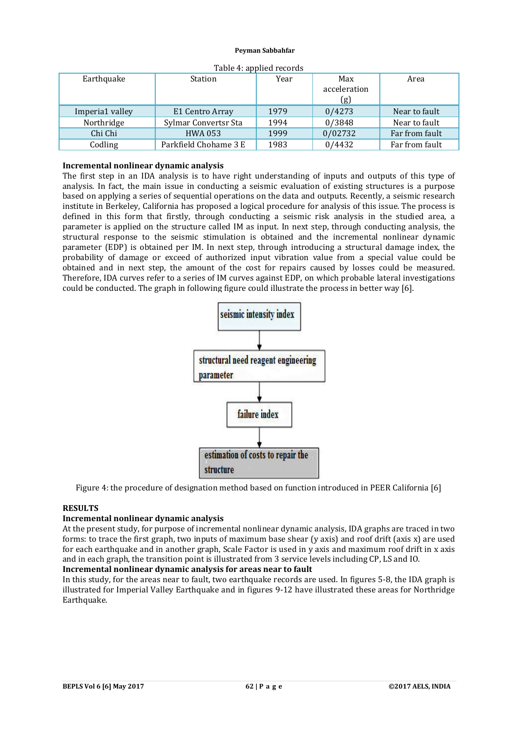Table 4: applied records

| Earthquake | Station | Year | Max acceleration (g) | Area |
|---|---|---|---|---|
| Imperia1 valley | E1 Centro Array | 1979 | 0/4273 | Near to fault |
| Northridge | Sylmar Convertsr Sta | 1994 | 0/3848 | Near to fault |
| Chi Chi | HWA 053 | 1999 | 0/02732 | Far from fault |
| Codling | Parkfield Chohame 3 E | 1983 | 0/4432 | Far from fault |

**Incremental nonlinear dynamic analysis**

The first step in an IDA analysis is to have right understanding of inputs and outputs of this type of analysis. In fact, the main issue in conducting a seismic evaluation of existing structures is a purpose based on applying a series of sequential operations on the data and outputs. Recently, a seismic research institute in Berkeley, California has proposed a logical procedure for analysis of this issue. The process is defined in this form that firstly, through conducting a seismic risk analysis in the studied area, a parameter is applied on the structure called IM as input. In next step, through conducting analysis, the structural response to the seismic stimulation is obtained and the incremental nonlinear dynamic parameter (EDP) is obtained per IM. In next step, through introducing a structural damage index, the probability of damage or exceed of authorized input vibration value from a special value could be obtained and in next step, the amount of the cost for repairs caused by losses could be measured. Therefore, IDA curves refer to a series of IM curves against EDP, on which probable lateral investigations could be conducted. The graph in following figure could illustrate the process in better way [6].

seismic intensity index → structural need reagent engineering parameter → failure index → estimation of costs to repair the structure

Figure 4: the procedure of designation method based on function introduced in PEER California [6]

## RESULTS

**Incremental nonlinear dynamic analysis**

At the present study, for purpose of incremental nonlinear dynamic analysis, IDA graphs are traced in two forms: to trace the first graph, two inputs of maximum base shear (y axis) and roof drift (axis x) are used for each earthquake and in another graph, Scale Factor is used in y axis and maximum roof drift in x axis and in each graph, the transition point is illustrated from 3 service levels including CP, LS and IO.

**Incremental nonlinear dynamic analysis for areas near to fault**

In this study, for the areas near to fault, two earthquake records are used. In figures 5-8, the IDA graph is illustrated for Imperial Valley Earthquake and in figures 9-12 have illustrated these areas for Northridge Earthquake.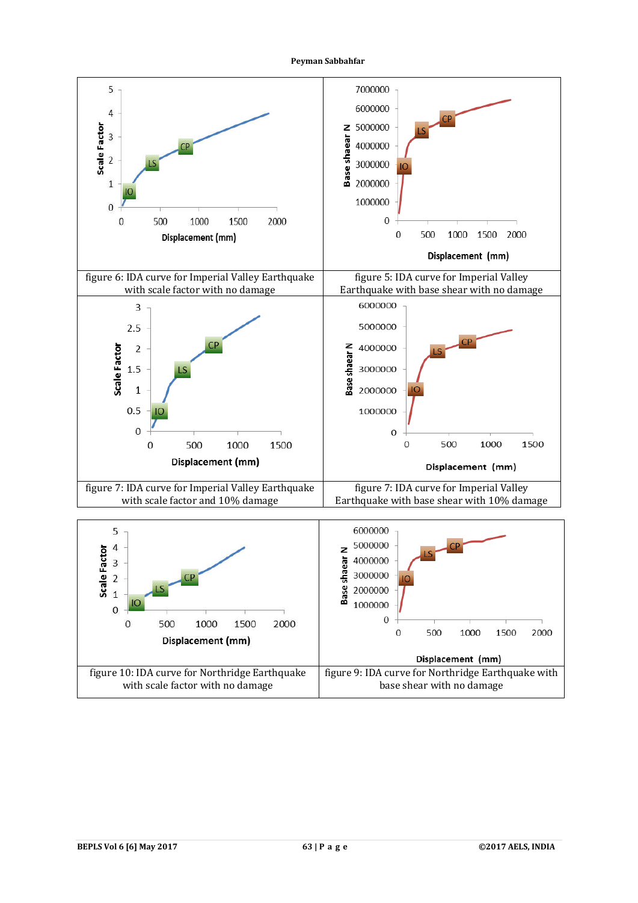figure 6: IDA curve for Imperial Valley Earthquake with scale factor with no damage

figure 5: IDA curve for Imperial Valley Earthquake with base shear with no damage

figure 7: IDA curve for Imperial Valley Earthquake with scale factor and 10% damage

figure 7: IDA curve for Imperial Valley Earthquake with base shear with 10% damage

figure 10: IDA curve for Northridge Earthquake with scale factor with no damage

figure 9: IDA curve for Northridge Earthquake with base shear with no damage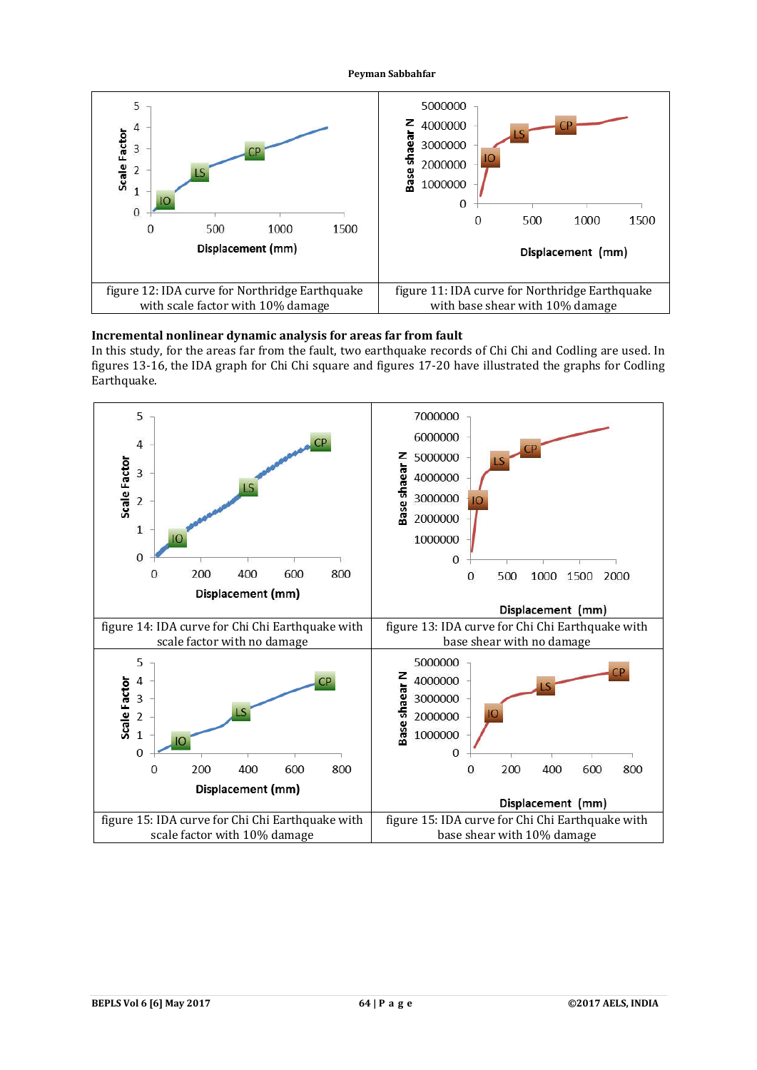figure 12: IDA curve for Northridge Earthquake with scale factor with 10% damage

figure 11: IDA curve for Northridge Earthquake with base shear with 10% damage

### Incremental nonlinear dynamic analysis for areas far from fault

In this study, for the areas far from the fault, two earthquake records of Chi Chi and Codling are used. In figures 13-16, the IDA graph for Chi Chi square and figures 17-20 have illustrated the graphs for Codling Earthquake.

figure 14: IDA curve for Chi Chi Earthquake with scale factor with no damage

figure 13: IDA curve for Chi Chi Earthquake with base shear with no damage

figure 15: IDA curve for Chi Chi Earthquake with scale factor with 10% damage

figure 15: IDA curve for Chi Chi Earthquake with base shear with 10% damage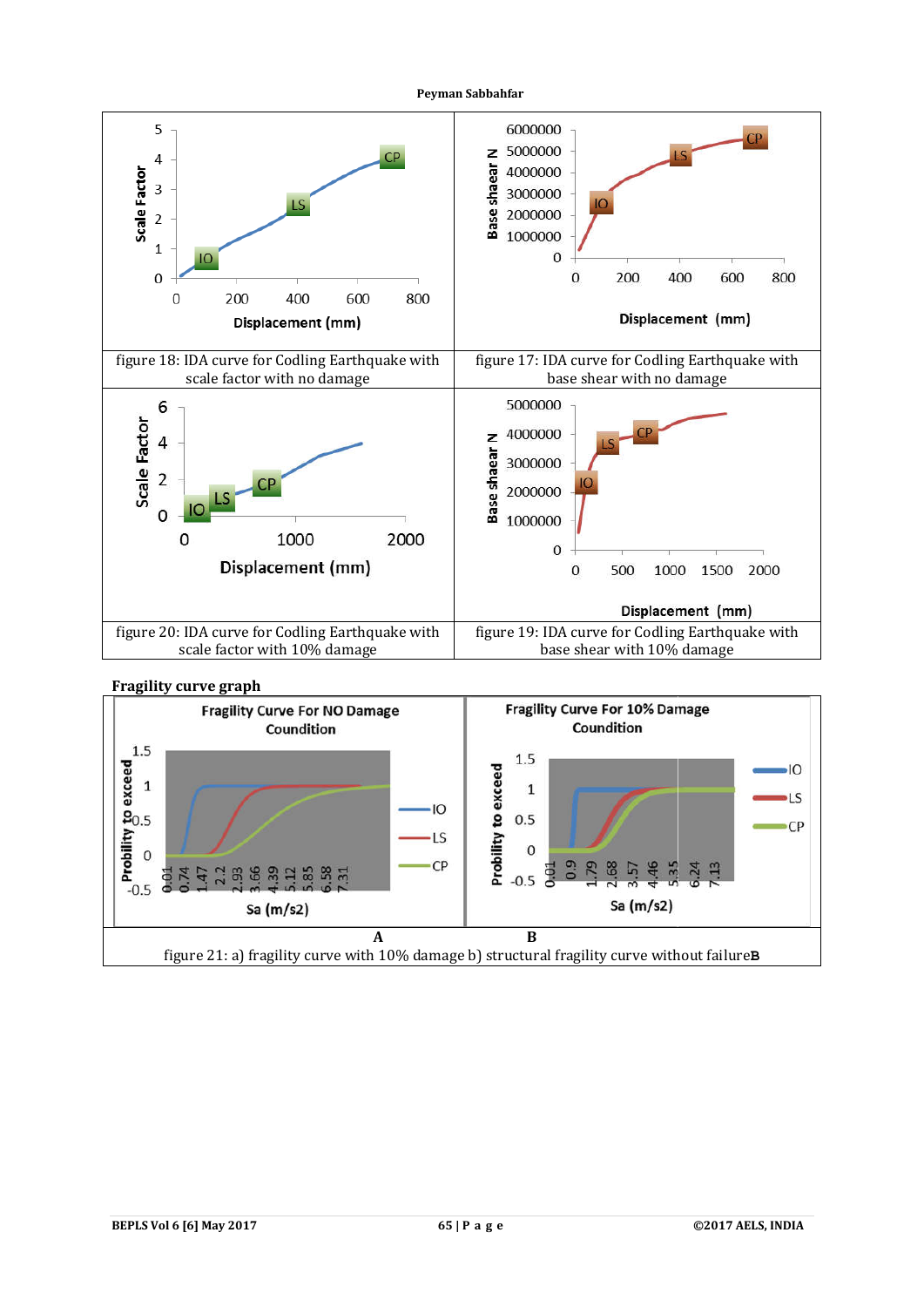figure 18: IDA curve for Codling Earthquake with scale factor with no damage

figure 17: IDA curve for Codling Earthquake with base shear with no damage

figure 20: IDA curve for Codling Earthquake with scale factor with 10% damage

figure 19: IDA curve for Codling Earthquake with base shear with 10% damage

**Fragility curve graph**

A B

figure 21: a) fragility curve with 10% damage b) structural fragility curve without failure**B**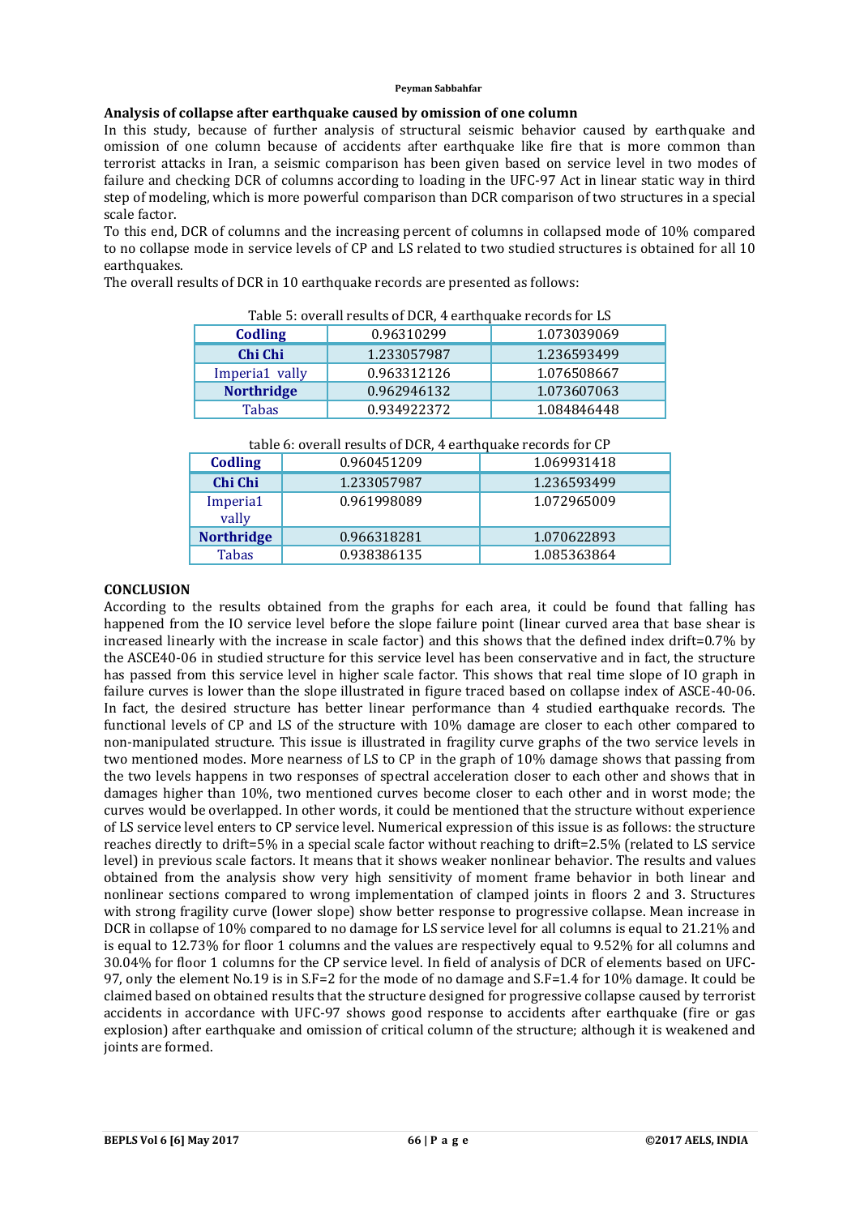## Analysis of collapse after earthquake caused by omission of one column

In this study, because of further analysis of structural seismic behavior caused by earthquake and omission of one column because of accidents after earthquake like fire that is more common than terrorist attacks in Iran, a seismic comparison has been given based on service level in two modes of failure and checking DCR of columns according to loading in the UFC-97 Act in linear static way in third step of modeling, which is more powerful comparison than DCR comparison of two structures in a special scale factor.

To this end, DCR of columns and the increasing percent of columns in collapsed mode of 10% compared to no collapse mode in service levels of CP and LS related to two studied structures is obtained for all 10 earthquakes.

The overall results of DCR in 10 earthquake records are presented as follows:

Table 5: overall results of DCR, 4 earthquake records for LS

| **Codling** | 0.96310299 | 1.073039069 |
|---|---|---|
| **Chi Chi** | 1.233057987 | 1.236593499 |
| Imperia1 vally | 0.963312126 | 1.076508667 |
| **Northridge** | 0.962946132 | 1.073607063 |
| Tabas | 0.934922372 | 1.084846448 |

table 6: overall results of DCR, 4 earthquake records for CP

| **Codling** | 0.960451209 | 1.069931418 |
|---|---|---|
| **Chi Chi** | 1.233057987 | 1.236593499 |
| Imperia1 vally | 0.961998089 | 1.072965009 |
| **Northridge** | 0.966318281 | 1.070622893 |
| Tabas | 0.938386135 | 1.085363864 |

## CONCLUSION

According to the results obtained from the graphs for each area, it could be found that falling has happened from the IO service level before the slope failure point (linear curved area that base shear is increased linearly with the increase in scale factor) and this shows that the defined index drift=0.7% by the ASCE40-06 in studied structure for this service level has been conservative and in fact, the structure has passed from this service level in higher scale factor. This shows that real time slope of IO graph in failure curves is lower than the slope illustrated in figure traced based on collapse index of ASCE-40-06. In fact, the desired structure has better linear performance than 4 studied earthquake records. The functional levels of CP and LS of the structure with 10% damage are closer to each other compared to non-manipulated structure. This issue is illustrated in fragility curve graphs of the two service levels in two mentioned modes. More nearness of LS to CP in the graph of 10% damage shows that passing from the two levels happens in two responses of spectral acceleration closer to each other and shows that in damages higher than 10%, two mentioned curves become closer to each other and in worst mode; the curves would be overlapped. In other words, it could be mentioned that the structure without experience of LS service level enters to CP service level. Numerical expression of this issue is as follows: the structure reaches directly to drift=5% in a special scale factor without reaching to drift=2.5% (related to LS service level) in previous scale factors. It means that it shows weaker nonlinear behavior. The results and values obtained from the analysis show very high sensitivity of moment frame behavior in both linear and nonlinear sections compared to wrong implementation of clamped joints in floors 2 and 3. Structures with strong fragility curve (lower slope) show better response to progressive collapse. Mean increase in DCR in collapse of 10% compared to no damage for LS service level for all columns is equal to 21.21% and is equal to 12.73% for floor 1 columns and the values are respectively equal to 9.52% for all columns and 30.04% for floor 1 columns for the CP service level. In field of analysis of DCR of elements based on UFC-97, only the element No.19 is in S.F=2 for the mode of no damage and S.F=1.4 for 10% damage. It could be claimed based on obtained results that the structure designed for progressive collapse caused by terrorist accidents in accordance with UFC-97 shows good response to accidents after earthquake (fire or gas explosion) after earthquake and omission of critical column of the structure; although it is weakened and joints are formed.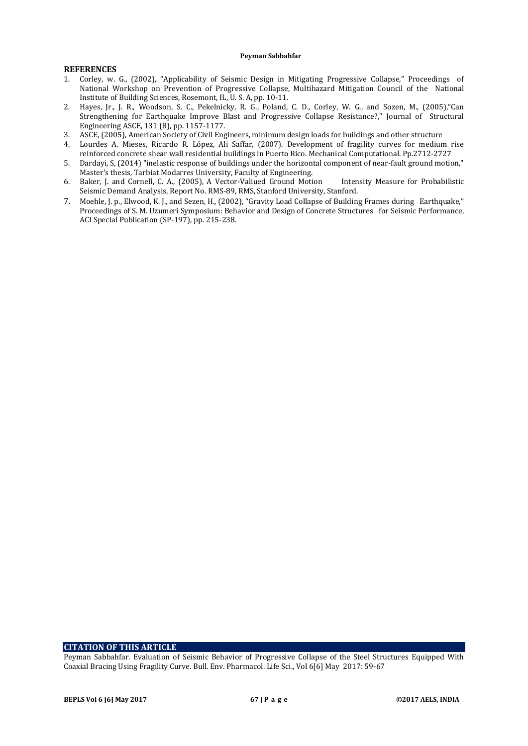## REFERENCES

1. Corley, w. G., (2002), "Applicability of Seismic Design in Mitigating Progressive Collapse," Proceedings of National Workshop on Prevention of Progressive Collapse, Multihazard Mitigation Council of the National Institute of Building Sciences, Rosemont, IL, U. S. A, pp. 10-11.
2. Hayes, Jr., J. R., Woodson, S. C., Pekelnicky, R. G., Poland, C. D., Corley, W. G., and Sozen, M., (2005),"Can Strengthening for Earthquake Improve Blast and Progressive Collapse Resistance?," Journal of Structural Engineering ASCE, 131 (8), pp. 1157-1177.
3. ASCE, (2005), American Society of Civil Engineers, minimum design loads for buildings and other structure
4. Lourdes A. Mieses, Ricardo R. López, Ali Saffar, (2007). Development of fragility curves for medium rise reinforced concrete shear wall residential buildings in Puerto Rico. Mechanical Computational. Pp.2712-2727
5. Dardayi, S, (2014) "inelastic response of buildings under the horizontal component of near-fault ground motion," Master's thesis, Tarbiat Modarres University, Faculty of Engineering.
6. Baker, J. and Cornell, C. A., (2005), A Vector-Valiued Ground Motion Intensity Measure for Probabilistic Seismic Demand Analysis, Report No. RMS-89, RMS, Stanford University, Stanford.
7. Moehle, J. p., Elwood, K. J., and Sezen, H., (2002), "Gravity Load Collapse of Building Frames during Earthquake," Proceedings of S. M. Uzumeri Symposium: Behavior and Design of Concrete Structures for Seismic Performance, ACI Special Publication (SP-197), pp. 215-238.

## CITATION OF THIS ARTICLE

Peyman Sabbahfar. Evaluation of Seismic Behavior of Progressive Collapse of the Steel Structures Equipped With Coaxial Bracing Using Fragility Curve. Bull. Env. Pharmacol. Life Sci., Vol 6[6] May 2017: 59-67